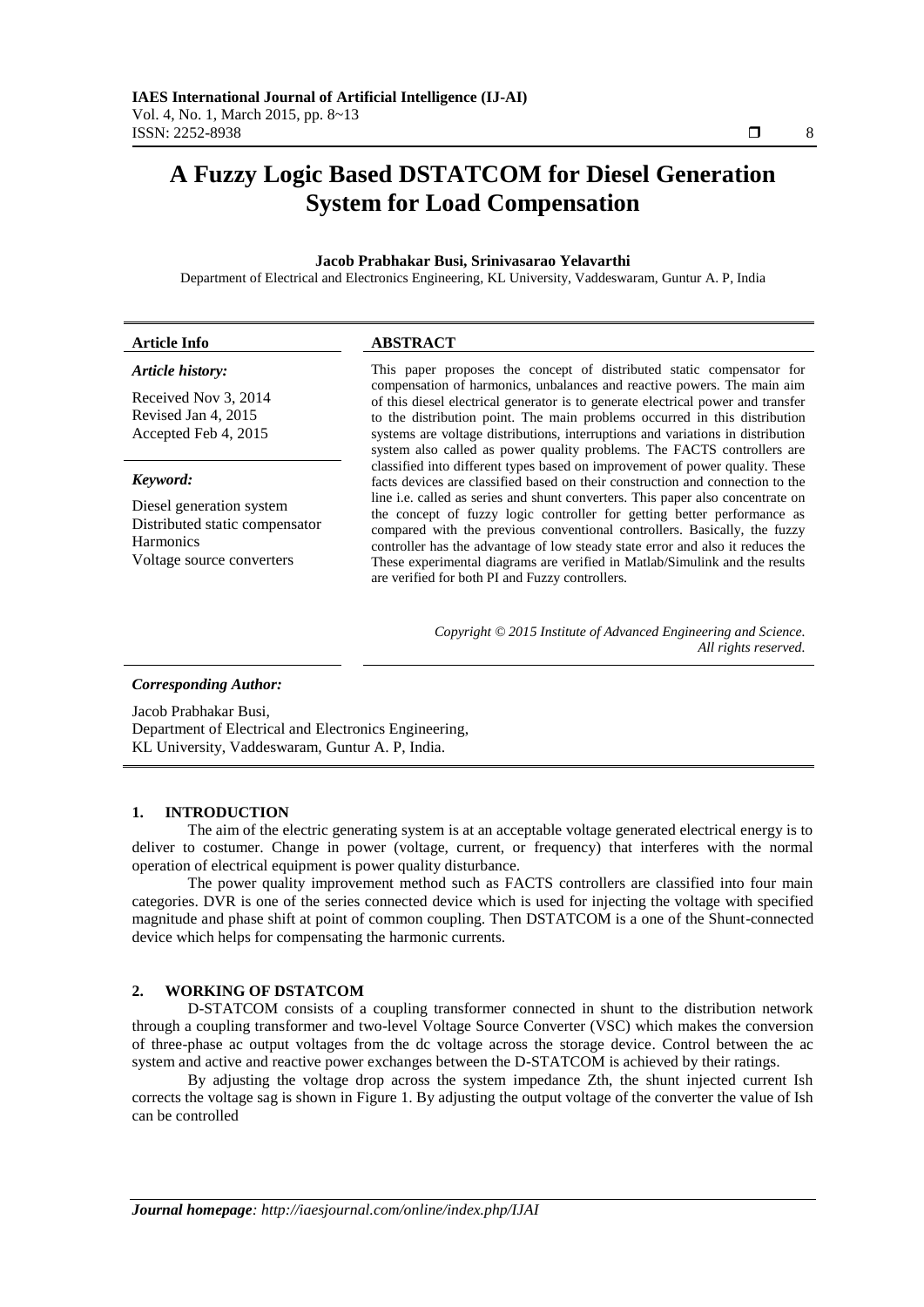# A Fuzzy Logic Based DSTATCOM for Diesel Generation System for Load Compensation

**Jacob Prabhakar Busi, Srinivasarao Yelavarthi**

Department of Electrical and Electronics Engineering, KL University, Vaddeswaram, Guntur A. P, India

| Article Info | ABSTRACT |
|---|---|
| *Article history:*<br><br>Received Nov 3, 2014<br>Revised Jan 4, 2015<br>Accepted Feb 4, 2015<br><br>*Keyword:*<br><br>Diesel generation system<br>Distributed static compensator<br>Harmonics<br>Voltage source converters | This paper proposes the concept of distributed static compensator for compensation of harmonics, unbalances and reactive powers. The main aim of this diesel electrical generator is to generate electrical power and transfer to the distribution point. The main problems occurred in this distribution systems are voltage distributions, interruptions and variations in distribution system also called as power quality problems. The FACTS controllers are classified into different types based on improvement of power quality. These facts devices are classified based on their construction and connection to the line i.e. called as series and shunt converters. This paper also concentrate on the concept of fuzzy logic controller for getting better performance as compared with the previous conventional controllers. Basically, the fuzzy controller has the advantage of low steady state error and also it reduces the These experimental diagrams are verified in Matlab/Simulink and the results are verified for both PI and Fuzzy controllers.<br><br>*Copyright © 2015 Institute of Advanced Engineering and Science.*<br>*All rights reserved.* |

***Corresponding Author:***

Jacob Prabhakar Busi,
Department of Electrical and Electronics Engineering,
KL University, Vaddeswaram, Guntur A. P, India.

## 1. INTRODUCTION

The aim of the electric generating system is at an acceptable voltage generated electrical energy is to deliver to costumer. Change in power (voltage, current, or frequency) that interferes with the normal operation of electrical equipment is power quality disturbance.

The power quality improvement method such as FACTS controllers are classified into four main categories. DVR is one of the series connected device which is used for injecting the voltage with specified magnitude and phase shift at point of common coupling. Then DSTATCOM is a one of the Shunt-connected device which helps for compensating the harmonic currents.

## 2. WORKING OF DSTATCOM

D-STATCOM consists of a coupling transformer connected in shunt to the distribution network through a coupling transformer and two-level Voltage Source Converter (VSC) which makes the conversion of three-phase ac output voltages from the dc voltage across the storage device. Control between the ac system and active and reactive power exchanges between the D-STATCOM is achieved by their ratings.

By adjusting the voltage drop across the system impedance Zth, the shunt injected current Ish corrects the voltage sag is shown in Figure 1. By adjusting the output voltage of the converter the value of Ish can be controlled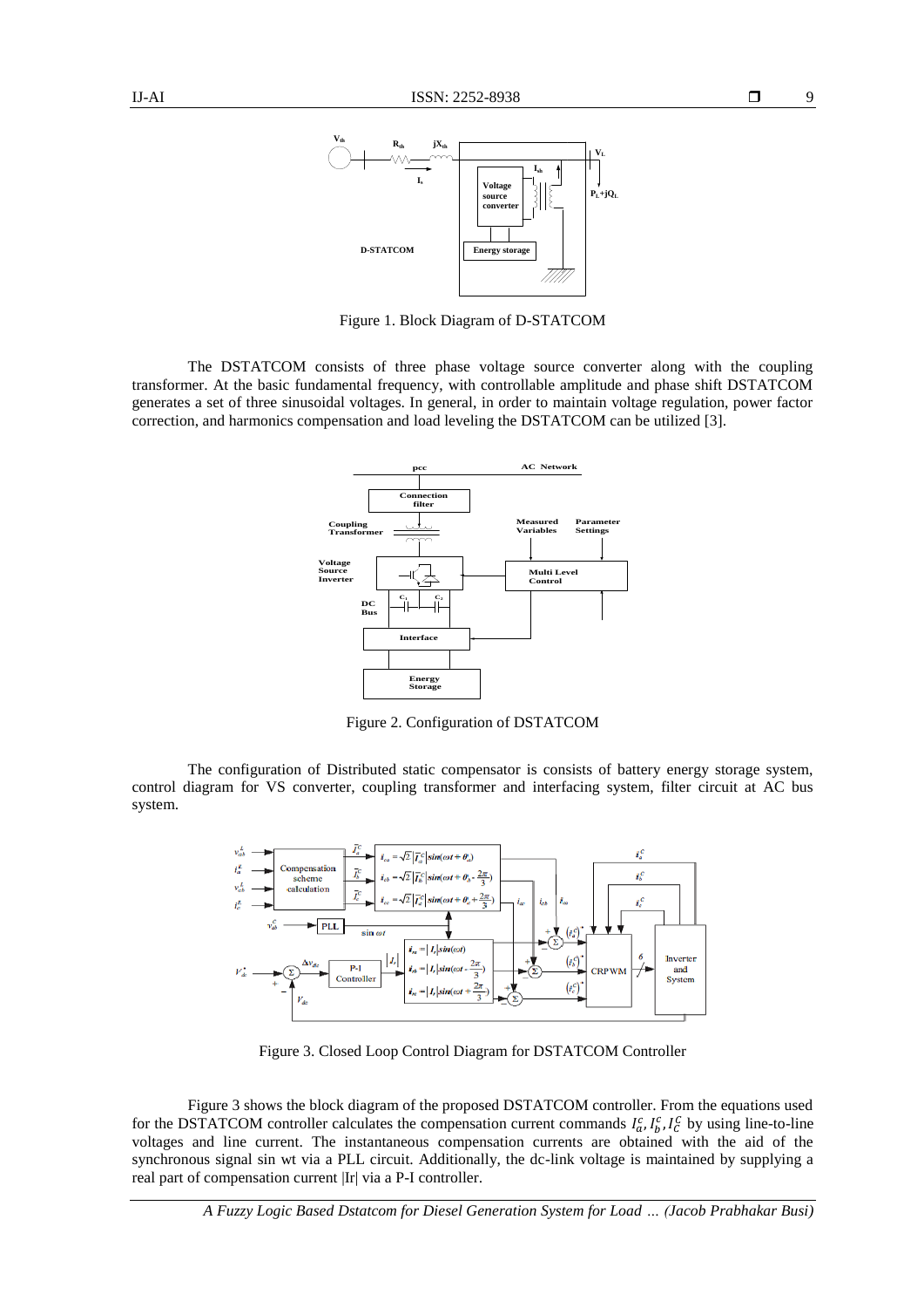Figure 1. Block Diagram of D-STATCOM

The DSTATCOM consists of three phase voltage source converter along with the coupling transformer. At the basic fundamental frequency, with controllable amplitude and phase shift DSTATCOM generates a set of three sinusoidal voltages. In general, in order to maintain voltage regulation, power factor correction, and harmonics compensation and load leveling the DSTATCOM can be utilized [3].

Figure 2. Configuration of DSTATCOM

The configuration of Distributed static compensator is consists of battery energy storage system, control diagram for VS converter, coupling transformer and interfacing system, filter circuit at AC bus system.

Figure 3. Closed Loop Control Diagram for DSTATCOM Controller

Figure 3 shows the block diagram of the proposed DSTATCOM controller. From the equations used for the DSTATCOM controller calculates the compensation current commands $I_a^c, I_b^c, I_C^C$ by using line-to-line voltages and line current. The instantaneous compensation currents are obtained with the aid of the synchronous signal sin wt via a PLL circuit. Additionally, the dc-link voltage is maintained by supplying a real part of compensation current |Ir| via a P-I controller.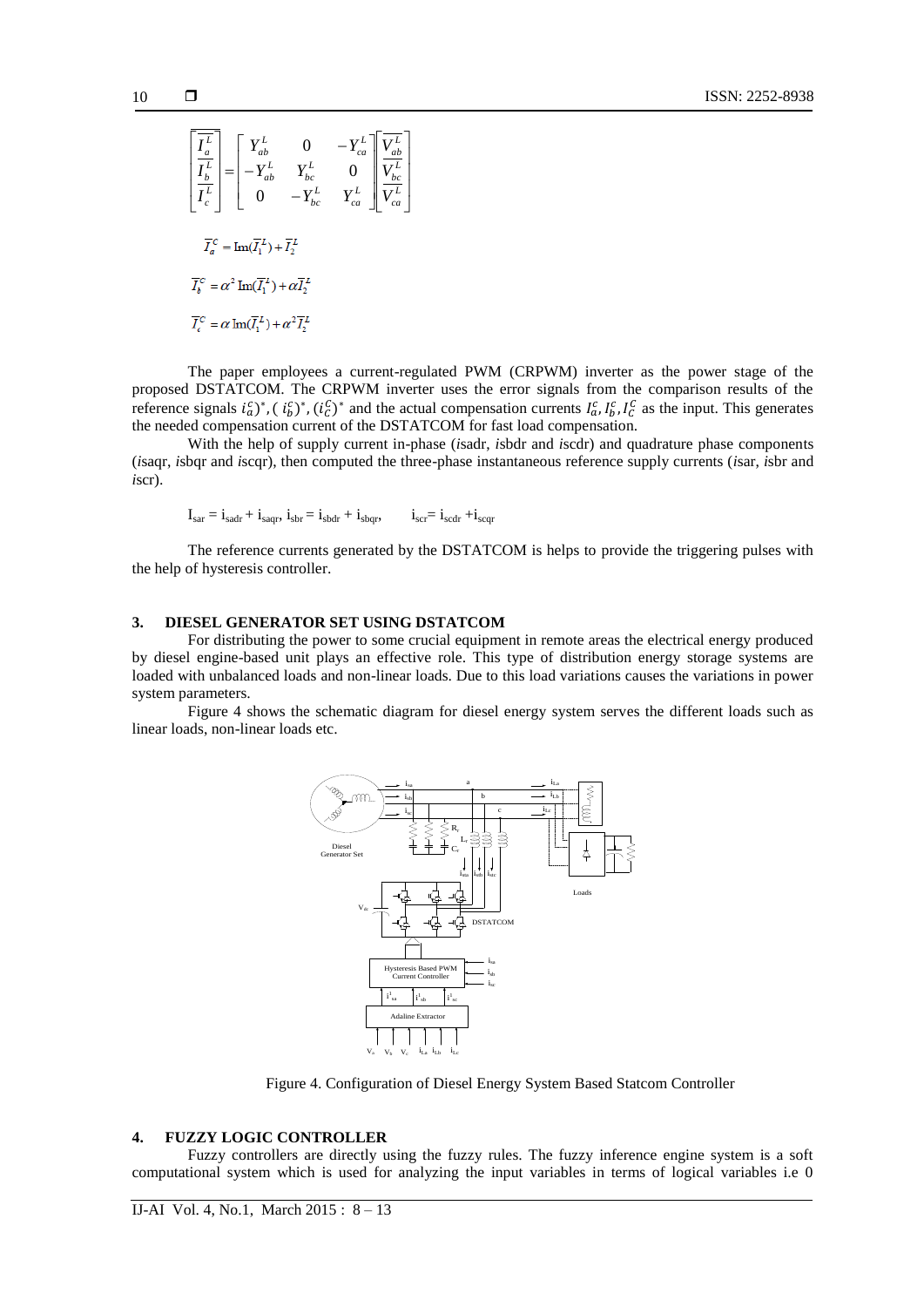$$\begin{bmatrix} \overline{I_a^L} \\ \overline{I_b^L} \\ \overline{I_c^L} \end{bmatrix} = \begin{bmatrix} Y_{ab}^L & 0 & -Y_{ca}^L \\ -Y_{ab}^L & Y_{bc}^L & 0 \\ 0 & -Y_{bc}^L & Y_{ca}^L \end{bmatrix} \begin{bmatrix} \overline{V_{ab}^L} \\ \overline{V_{bc}^L} \\ \overline{V_{ca}^L} \end{bmatrix}$$

$$\overline{I}_a^C = \mathrm{Im}(\overline{I}_1^L) + \overline{I}_2^L$$

$$\overline{I}_b^C = \alpha^2 \mathrm{Im}(\overline{I}_1^L) + \alpha \overline{I}_2^L$$

$$\overline{I}_c^C = \alpha \mathrm{Im}(\overline{I}_1^L) + \alpha^2 \overline{I}_2^L$$

The paper employees a current-regulated PWM (CRPWM) inverter as the power stage of the proposed DSTATCOM. The CRPWM inverter uses the error signals from the comparison results of the reference signals $(i_a^c)^*, (i_b^c)^*, (i_c^c)^*$ and the actual compensation currents $I_a^c, I_b^c, I_c^c$ as the input. This generates the needed compensation current of the DSTATCOM for fast load compensation.

With the help of supply current in-phase (*i*sadr, *i*sbdr and *i*scdr) and quadrature phase components (*i*saqr, *i*sbqr and *i*scqr), then computed the three-phase instantaneous reference supply currents (*i*sar, *i*sbr and *i*scr).

$$I_{sar} = i_{sadr} + i_{saqr},\ i_{sbr} = i_{sbdr} + i_{sbqr},\qquad i_{scr} = i_{scdr} + i_{scqr}$$

The reference currents generated by the DSTATCOM is helps to provide the triggering pulses with the help of hysteresis controller.

## 3. DIESEL GENERATOR SET USING DSTATCOM

For distributing the power to some crucial equipment in remote areas the electrical energy produced by diesel engine-based unit plays an effective role. This type of distribution energy storage systems are loaded with unbalanced loads and non-linear loads. Due to this load variations causes the variations in power system parameters.

Figure 4 shows the schematic diagram for diesel energy system serves the different loads such as linear loads, non-linear loads etc.

Figure 4. Configuration of Diesel Energy System Based Statcom Controller

## 4. FUZZY LOGIC CONTROLLER

Fuzzy controllers are directly using the fuzzy rules. The fuzzy inference engine system is a soft computational system which is used for analyzing the input variables in terms of logical variables i.e 0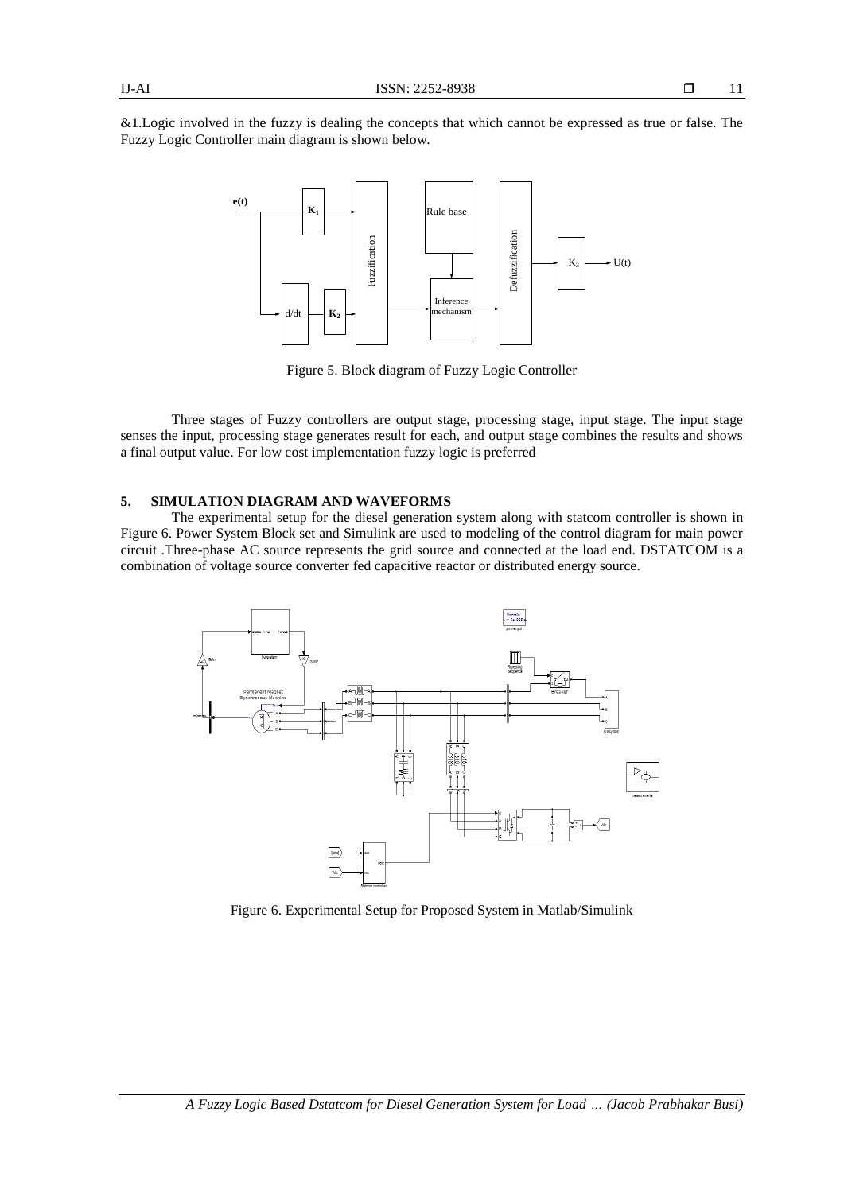&1.Logic involved in the fuzzy is dealing the concepts that which cannot be expressed as true or false. The Fuzzy Logic Controller main diagram is shown below.

Figure 5. Block diagram of Fuzzy Logic Controller

Three stages of Fuzzy controllers are output stage, processing stage, input stage. The input stage senses the input, processing stage generates result for each, and output stage combines the results and shows a final output value. For low cost implementation fuzzy logic is preferred

## 5. SIMULATION DIAGRAM AND WAVEFORMS

The experimental setup for the diesel generation system along with statcom controller is shown in Figure 6. Power System Block set and Simulink are used to modeling of the control diagram for main power circuit .Three-phase AC source represents the grid source and connected at the load end. DSTATCOM is a combination of voltage source converter fed capacitive reactor or distributed energy source.

Figure 6. Experimental Setup for Proposed System in Matlab/Simulink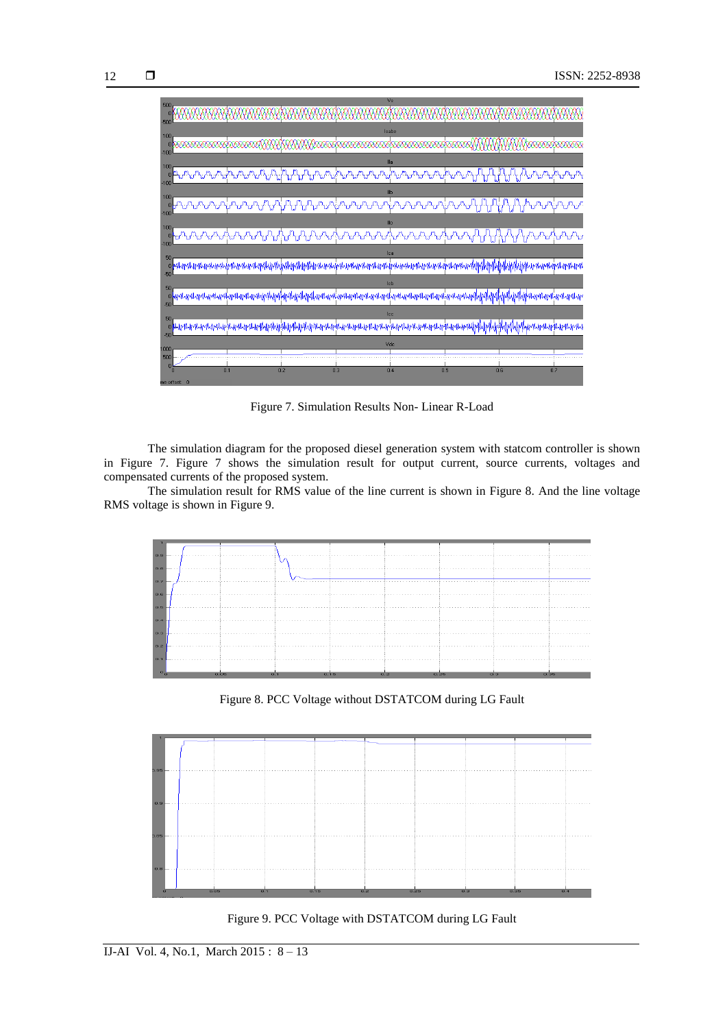Figure 7. Simulation Results Non- Linear R-Load

The simulation diagram for the proposed diesel generation system with statcom controller is shown in Figure 7. Figure 7 shows the simulation result for output current, source currents, voltages and compensated currents of the proposed system.

The simulation result for RMS value of the line current is shown in Figure 8. And the line voltage RMS voltage is shown in Figure 9.

Figure 8. PCC Voltage without DSTATCOM during LG Fault

Figure 9. PCC Voltage with DSTATCOM during LG Fault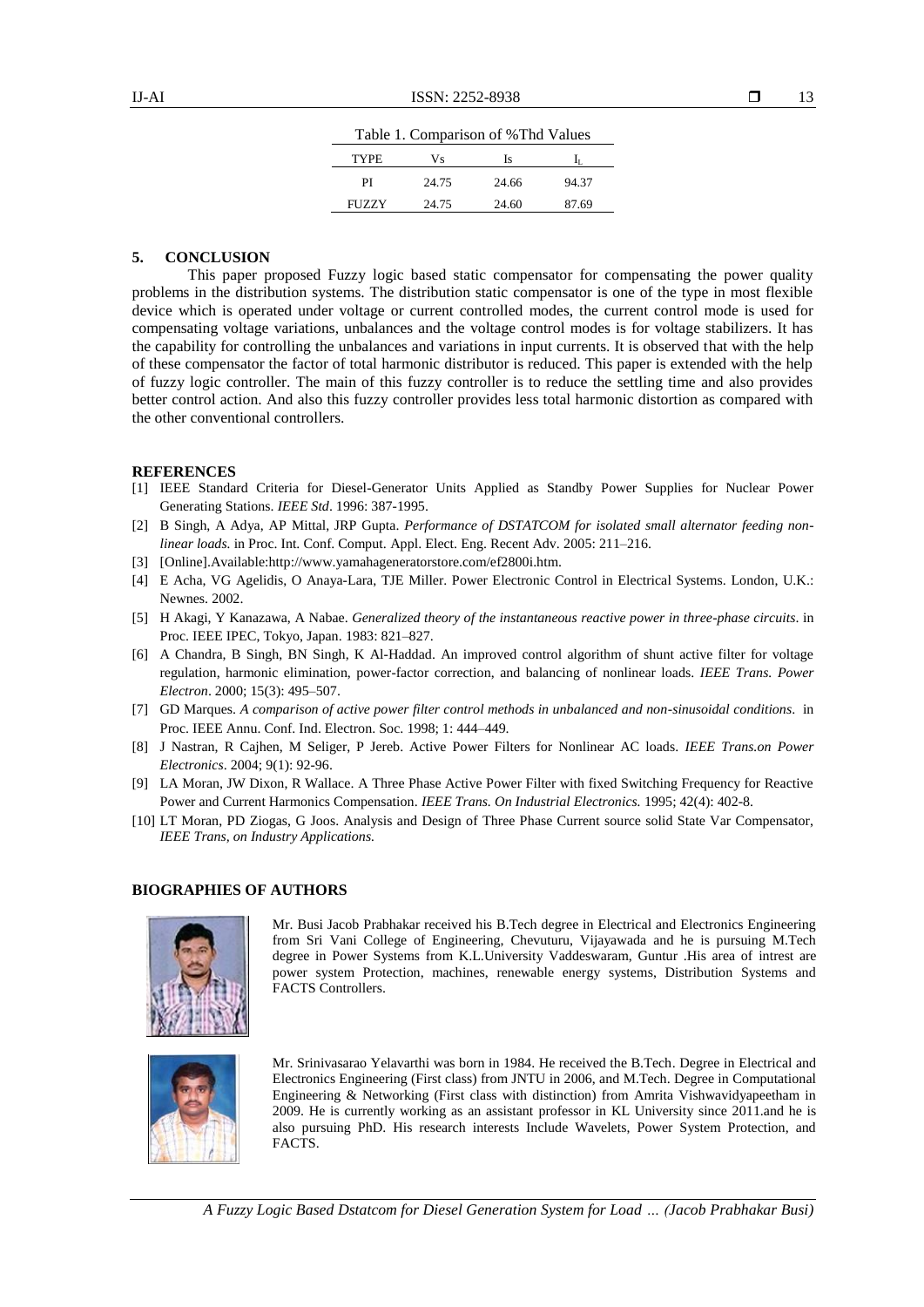Table 1. Comparison of %Thd Values

| TYPE | Vs | Is | $I_L$ |
|---|---|---|---|
| PI | 24.75 | 24.66 | 94.37 |
| FUZZY | 24.75 | 24.60 | 87.69 |

## 5. CONCLUSION

This paper proposed Fuzzy logic based static compensator for compensating the power quality problems in the distribution systems. The distribution static compensator is one of the type in most flexible device which is operated under voltage or current controlled modes, the current control mode is used for compensating voltage variations, unbalances and the voltage control modes is for voltage stabilizers. It has the capability for controlling the unbalances and variations in input currents. It is observed that with the help of these compensator the factor of total harmonic distributor is reduced. This paper is extended with the help of fuzzy logic controller. The main of this fuzzy controller is to reduce the settling time and also provides better control action. And also this fuzzy controller provides less total harmonic distortion as compared with the other conventional controllers.

## REFERENCES

[1] IEEE Standard Criteria for Diesel-Generator Units Applied as Standby Power Supplies for Nuclear Power Generating Stations. *IEEE Std*. 1996: 387-1995.

[2] B Singh, A Adya, AP Mittal, JRP Gupta. *Performance of DSTATCOM for isolated small alternator feeding non-linear loads.* in Proc. Int. Conf. Comput. Appl. Elect. Eng. Recent Adv. 2005: 211–216.

[3] [Online].Available:http://www.yamahageneratorstore.com/ef2800i.htm.

[4] E Acha, VG Agelidis, O Anaya-Lara, TJE Miller. Power Electronic Control in Electrical Systems. London, U.K.: Newnes. 2002.

[5] H Akagi, Y Kanazawa, A Nabae. *Generalized theory of the instantaneous reactive power in three-phase circuits*. in Proc. IEEE IPEC, Tokyo, Japan. 1983: 821–827.

[6] A Chandra, B Singh, BN Singh, K Al-Haddad. An improved control algorithm of shunt active filter for voltage regulation, harmonic elimination, power-factor correction, and balancing of nonlinear loads. *IEEE Trans. Power Electron*. 2000; 15(3): 495–507.

[7] GD Marques. *A comparison of active power filter control methods in unbalanced and non-sinusoidal conditions*. in Proc. IEEE Annu. Conf. Ind. Electron. Soc. 1998; 1: 444–449.

[8] J Nastran, R Cajhen, M Seliger, P Jereb. Active Power Filters for Nonlinear AC loads. *IEEE Trans.on Power Electronics*. 2004; 9(1): 92-96.

[9] LA Moran, JW Dixon, R Wallace. A Three Phase Active Power Filter with fixed Switching Frequency for Reactive Power and Current Harmonics Compensation. *IEEE Trans. On Industrial Electronics.* 1995; 42(4): 402-8.

[10] LT Moran, PD Ziogas, G Joos. Analysis and Design of Three Phase Current source solid State Var Compensator, *IEEE Trans, on Industry Applications.*

## BIOGRAPHIES OF AUTHORS

Mr. Busi Jacob Prabhakar received his B.Tech degree in Electrical and Electronics Engineering from Sri Vani College of Engineering, Chevuturu, Vijayawada and he is pursuing M.Tech degree in Power Systems from K.L.University Vaddeswaram, Guntur .His area of intrest are power system Protection, machines, renewable energy systems, Distribution Systems and FACTS Controllers.

Mr. Srinivasarao Yelavarthi was born in 1984. He received the B.Tech. Degree in Electrical and Electronics Engineering (First class) from JNTU in 2006, and M.Tech. Degree in Computational Engineering & Networking (First class with distinction) from Amrita Vishwavidyapeetham in 2009. He is currently working as an assistant professor in KL University since 2011.and he is also pursuing PhD. His research interests Include Wavelets, Power System Protection, and FACTS.